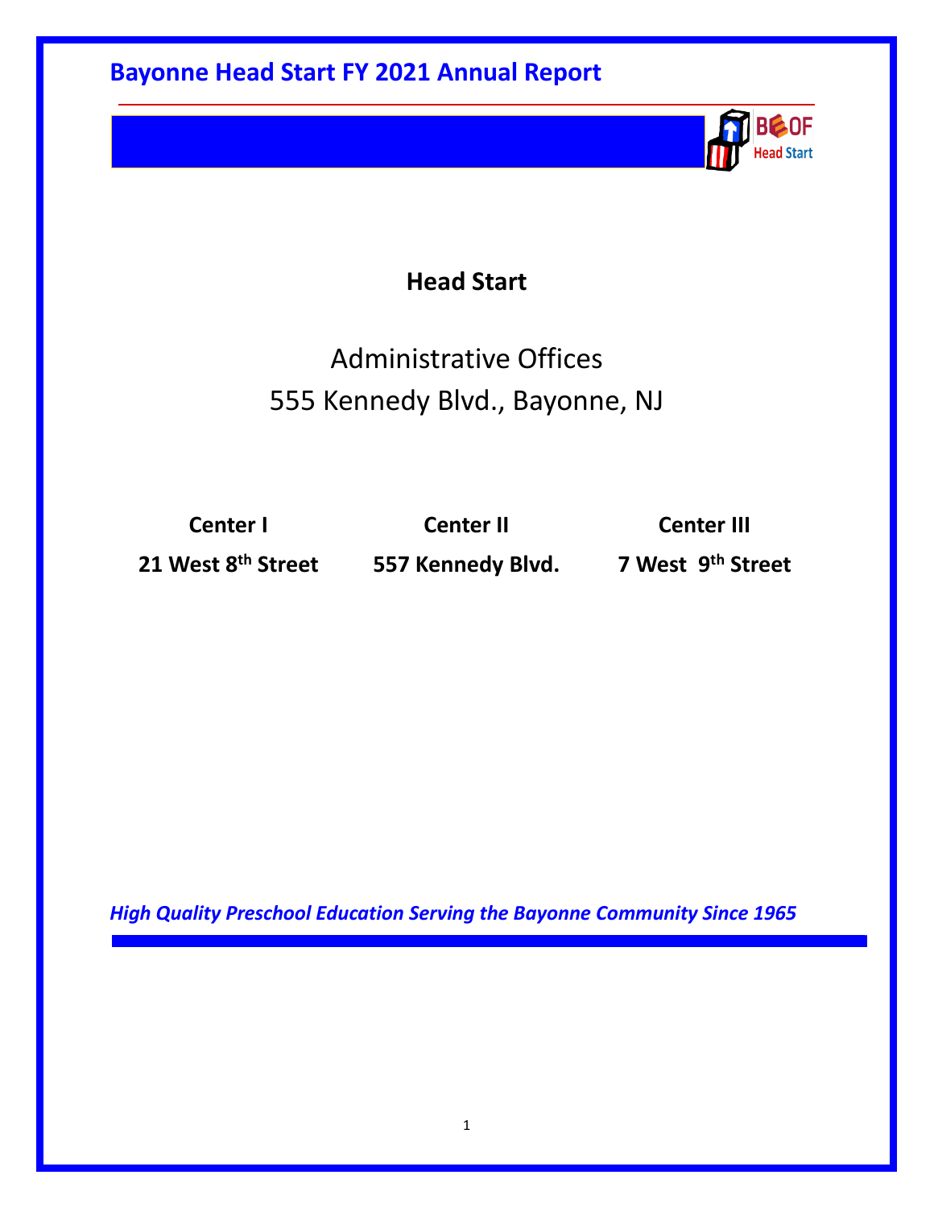# Bayonne Head Start FY 2021 Annual Report

BEOF Head Start

## Head Start

Administrative Offices
555 Kennedy Blvd., Bayonne, NJ

| Center I | Center II | Center III |
| --- | --- | --- |
| 21 West 8th Street | 557 Kennedy Blvd. | 7 West 9th Street |

*High Quality Preschool Education Serving the Bayonne Community Since 1965*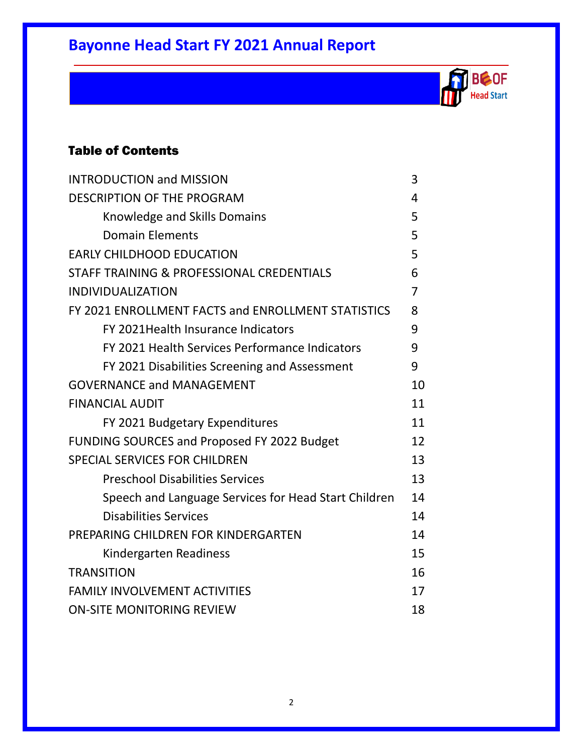# Bayonne Head Start FY 2021 Annual Report

BEOF Head Start

## Table of Contents

| | |
|---|---|
| INTRODUCTION and MISSION | 3 |
| DESCRIPTION OF THE PROGRAM | 4 |
| Knowledge and Skills Domains | 5 |
| Domain Elements | 5 |
| EARLY CHILDHOOD EDUCATION | 5 |
| STAFF TRAINING & PROFESSIONAL CREDENTIALS | 6 |
| INDIVIDUALIZATION | 7 |
| FY 2021 ENROLLMENT FACTS and ENROLLMENT STATISTICS | 8 |
| FY 2021Health Insurance Indicators | 9 |
| FY 2021 Health Services Performance Indicators | 9 |
| FY 2021 Disabilities Screening and Assessment | 9 |
| GOVERNANCE and MANAGEMENT | 10 |
| FINANCIAL AUDIT | 11 |
| FY 2021 Budgetary Expenditures | 11 |
| FUNDING SOURCES and Proposed FY 2022 Budget | 12 |
| SPECIAL SERVICES FOR CHILDREN | 13 |
| Preschool Disabilities Services | 13 |
| Speech and Language Services for Head Start Children | 14 |
| Disabilities Services | 14 |
| PREPARING CHILDREN FOR KINDERGARTEN | 14 |
| Kindergarten Readiness | 15 |
| TRANSITION | 16 |
| FAMILY INVOLVEMENT ACTIVITIES | 17 |
| ON-SITE MONITORING REVIEW | 18 |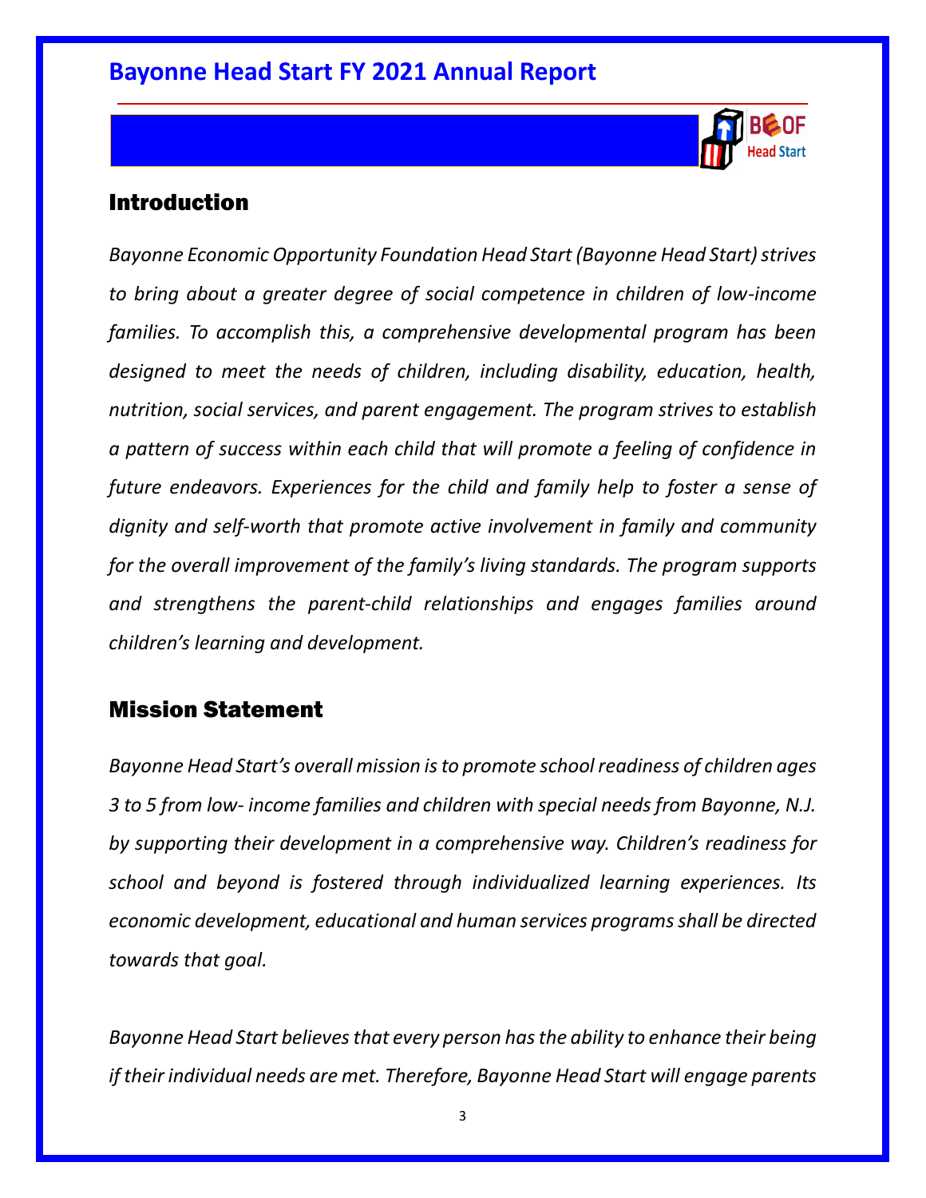# Bayonne Head Start FY 2021 Annual Report

## Introduction

*Bayonne Economic Opportunity Foundation Head Start (Bayonne Head Start) strives to bring about a greater degree of social competence in children of low-income families. To accomplish this, a comprehensive developmental program has been designed to meet the needs of children, including disability, education, health, nutrition, social services, and parent engagement. The program strives to establish a pattern of success within each child that will promote a feeling of confidence in future endeavors. Experiences for the child and family help to foster a sense of dignity and self-worth that promote active involvement in family and community for the overall improvement of the family's living standards. The program supports and strengthens the parent-child relationships and engages families around children's learning and development.*

## Mission Statement

*Bayonne Head Start's overall mission is to promote school readiness of children ages 3 to 5 from low- income families and children with special needs from Bayonne, N.J. by supporting their development in a comprehensive way. Children's readiness for school and beyond is fostered through individualized learning experiences. Its economic development, educational and human services programs shall be directed towards that goal.*

*Bayonne Head Start believes that every person has the ability to enhance their being if their individual needs are met. Therefore, Bayonne Head Start will engage parents*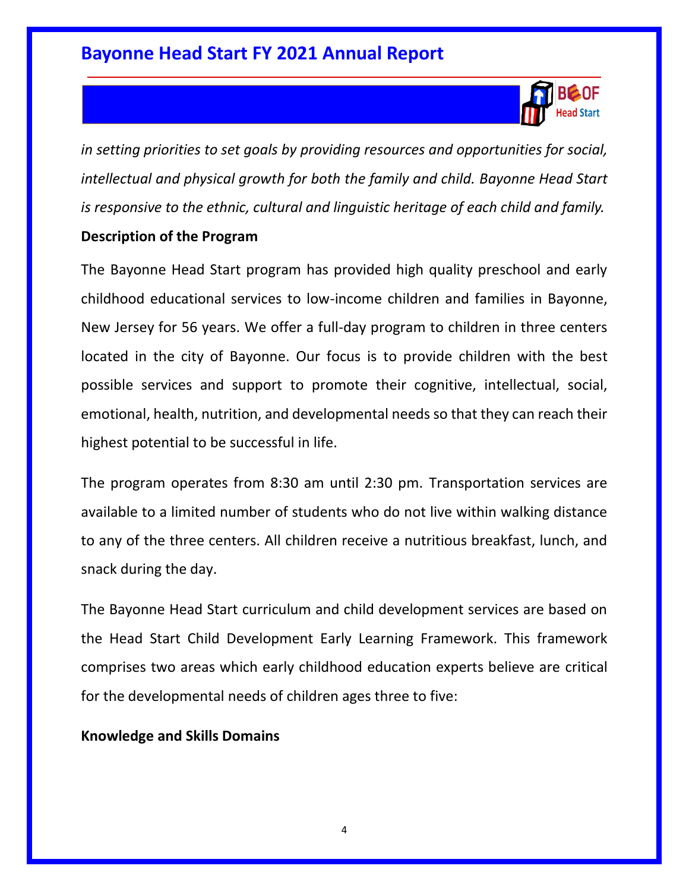*in setting priorities to set goals by providing resources and opportunities for social, intellectual and physical growth for both the family and child. Bayonne Head Start is responsive to the ethnic, cultural and linguistic heritage of each child and family.*

**Description of the Program**

The Bayonne Head Start program has provided high quality preschool and early childhood educational services to low-income children and families in Bayonne, New Jersey for 56 years. We offer a full-day program to children in three centers located in the city of Bayonne. Our focus is to provide children with the best possible services and support to promote their cognitive, intellectual, social, emotional, health, nutrition, and developmental needs so that they can reach their highest potential to be successful in life.

The program operates from 8:30 am until 2:30 pm. Transportation services are available to a limited number of students who do not live within walking distance to any of the three centers. All children receive a nutritious breakfast, lunch, and snack during the day.

The Bayonne Head Start curriculum and child development services are based on the Head Start Child Development Early Learning Framework. This framework comprises two areas which early childhood education experts believe are critical for the developmental needs of children ages three to five:

**Knowledge and Skills Domains**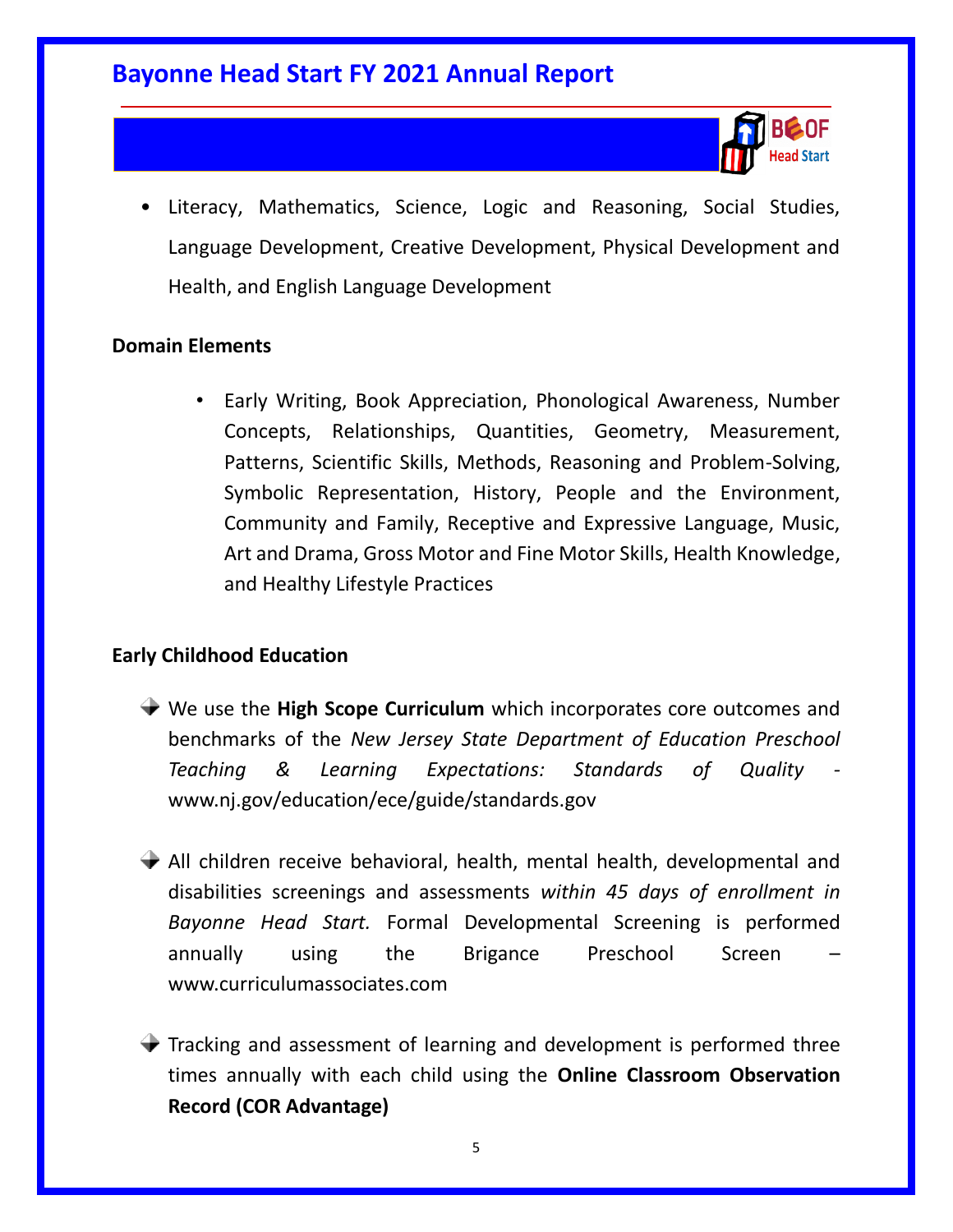- Literacy, Mathematics, Science, Logic and Reasoning, Social Studies, Language Development, Creative Development, Physical Development and Health, and English Language Development

**Domain Elements**

- Early Writing, Book Appreciation, Phonological Awareness, Number Concepts, Relationships, Quantities, Geometry, Measurement, Patterns, Scientific Skills, Methods, Reasoning and Problem-Solving, Symbolic Representation, History, People and the Environment, Community and Family, Receptive and Expressive Language, Music, Art and Drama, Gross Motor and Fine Motor Skills, Health Knowledge, and Healthy Lifestyle Practices

**Early Childhood Education**

- We use the **High Scope Curriculum** which incorporates core outcomes and benchmarks of the *New Jersey State Department of Education Preschool Teaching & Learning Expectations: Standards of Quality* - www.nj.gov/education/ece/guide/standards.gov

- All children receive behavioral, health, mental health, developmental and disabilities screenings and assessments *within 45 days of enrollment in Bayonne Head Start.* Formal Developmental Screening is performed annually using the Brigance Preschool Screen – www.curriculumassociates.com

- Tracking and assessment of learning and development is performed three times annually with each child using the **Online Classroom Observation Record (COR Advantage)**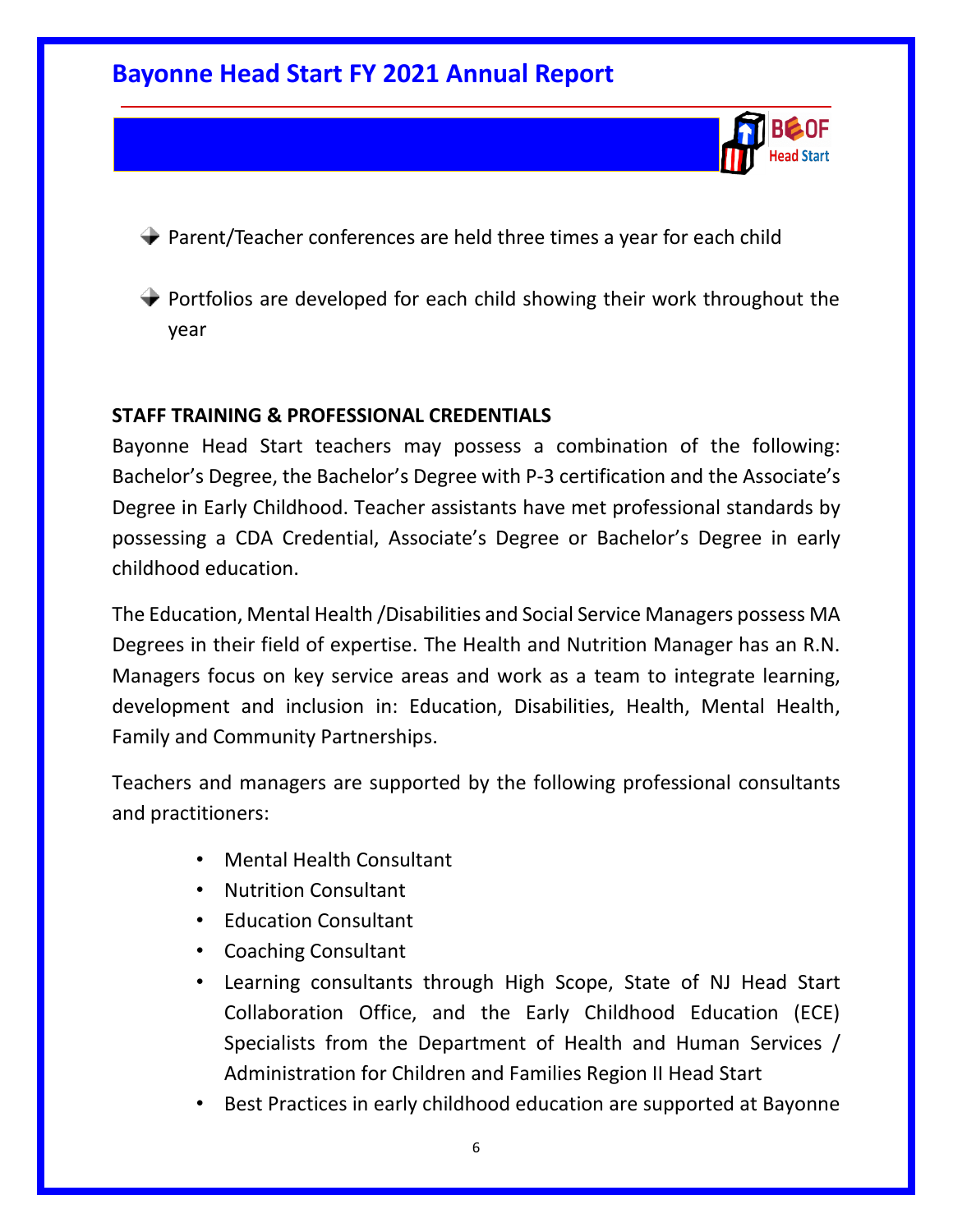- Parent/Teacher conferences are held three times a year for each child

- Portfolios are developed for each child showing their work throughout the year

**STAFF TRAINING & PROFESSIONAL CREDENTIALS**

Bayonne Head Start teachers may possess a combination of the following: Bachelor's Degree, the Bachelor's Degree with P-3 certification and the Associate's Degree in Early Childhood. Teacher assistants have met professional standards by possessing a CDA Credential, Associate's Degree or Bachelor's Degree in early childhood education.

The Education, Mental Health /Disabilities and Social Service Managers possess MA Degrees in their field of expertise. The Health and Nutrition Manager has an R.N. Managers focus on key service areas and work as a team to integrate learning, development and inclusion in: Education, Disabilities, Health, Mental Health, Family and Community Partnerships.

Teachers and managers are supported by the following professional consultants and practitioners:

- Mental Health Consultant
- Nutrition Consultant
- Education Consultant
- Coaching Consultant
- Learning consultants through High Scope, State of NJ Head Start Collaboration Office, and the Early Childhood Education (ECE) Specialists from the Department of Health and Human Services / Administration for Children and Families Region II Head Start
- Best Practices in early childhood education are supported at Bayonne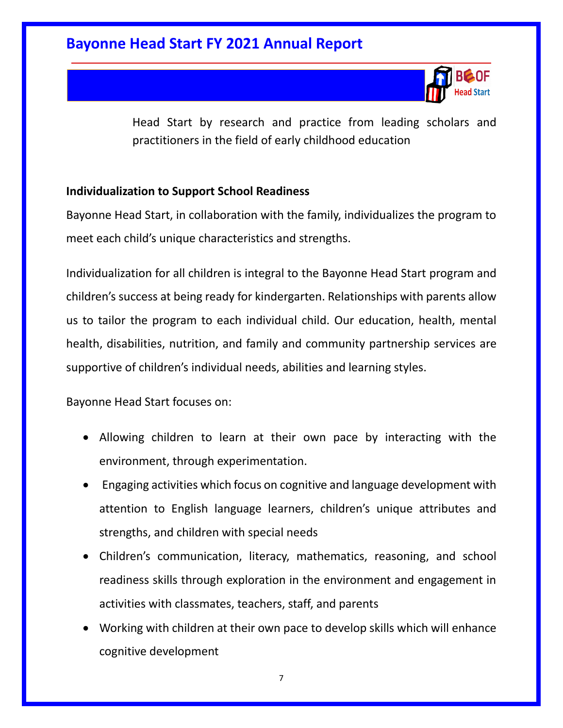Head Start by research and practice from leading scholars and practitioners in the field of early childhood education

**Individualization to Support School Readiness**

Bayonne Head Start, in collaboration with the family, individualizes the program to meet each child's unique characteristics and strengths.

Individualization for all children is integral to the Bayonne Head Start program and children's success at being ready for kindergarten. Relationships with parents allow us to tailor the program to each individual child. Our education, health, mental health, disabilities, nutrition, and family and community partnership services are supportive of children's individual needs, abilities and learning styles.

Bayonne Head Start focuses on:

- Allowing children to learn at their own pace by interacting with the environment, through experimentation.
- Engaging activities which focus on cognitive and language development with attention to English language learners, children's unique attributes and strengths, and children with special needs
- Children's communication, literacy, mathematics, reasoning, and school readiness skills through exploration in the environment and engagement in activities with classmates, teachers, staff, and parents
- Working with children at their own pace to develop skills which will enhance cognitive development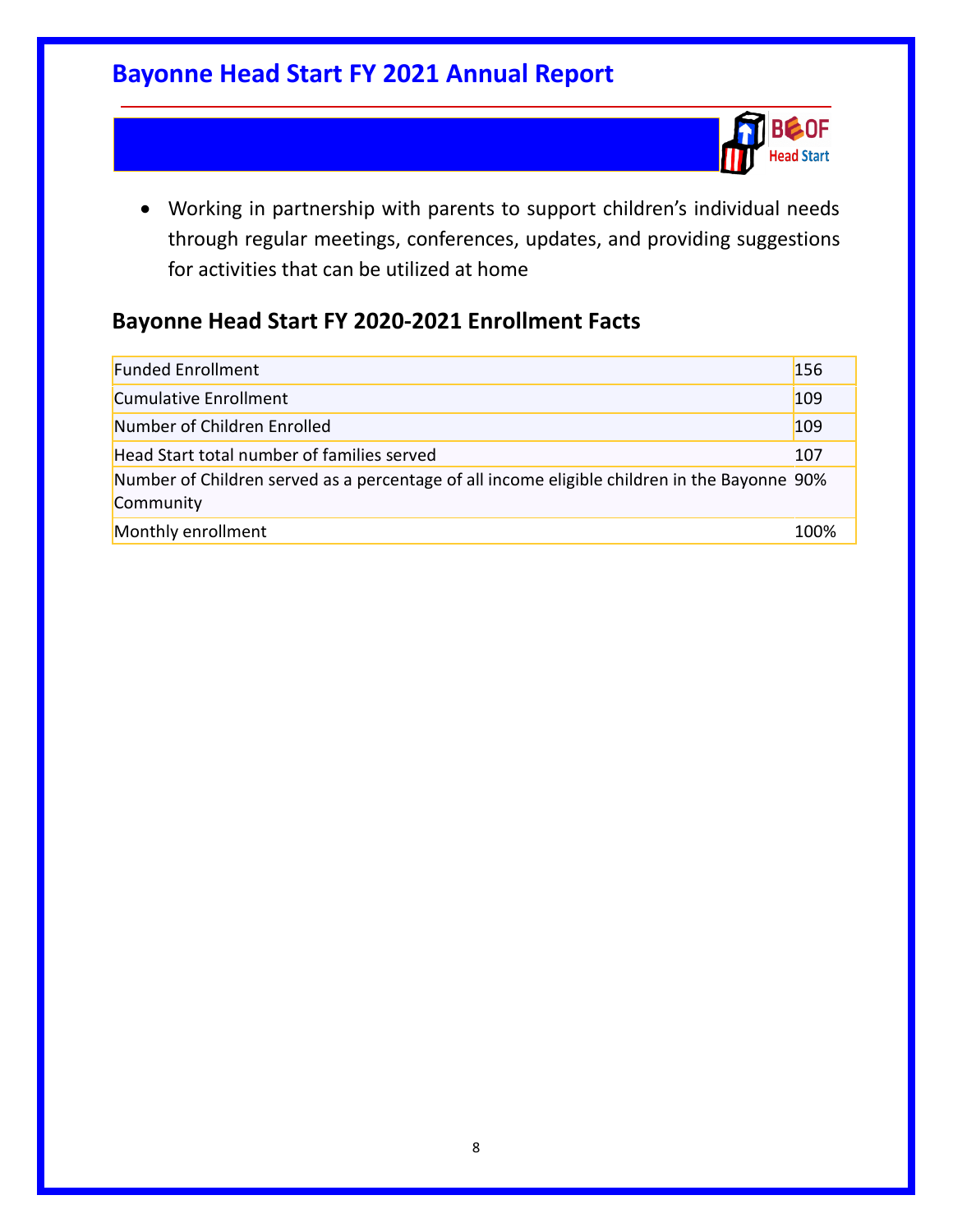- Working in partnership with parents to support children's individual needs through regular meetings, conferences, updates, and providing suggestions for activities that can be utilized at home

## Bayonne Head Start FY 2020-2021 Enrollment Facts

| | |
|---|---|
| Funded Enrollment | 156 |
| Cumulative Enrollment | 109 |
| Number of Children Enrolled | 109 |
| Head Start total number of families served | 107 |
| Number of Children served as a percentage of all income eligible children in the Bayonne Community | 90% |
| Monthly enrollment | 100% |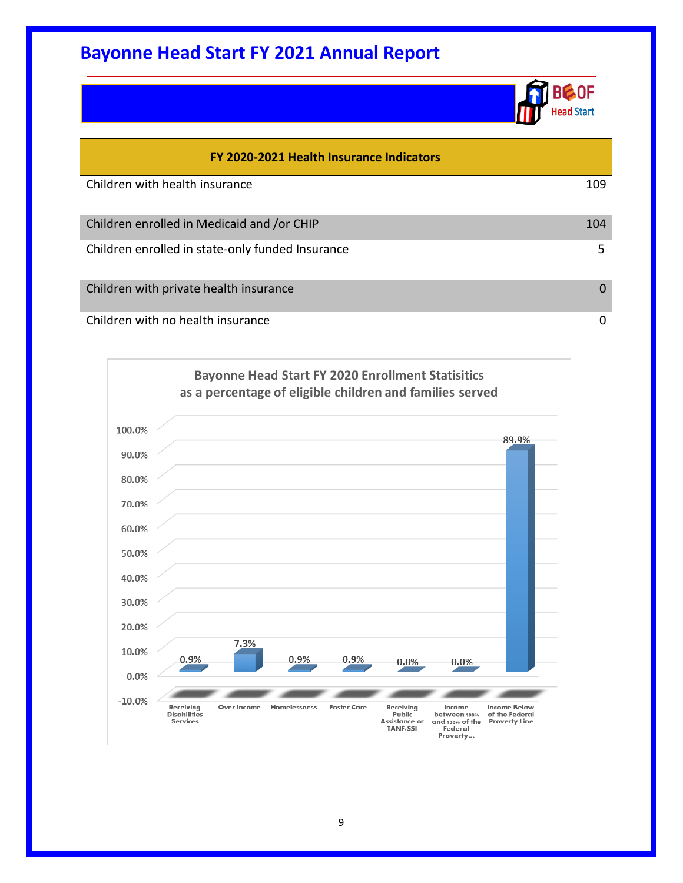# Bayonne Head Start FY 2021 Annual Report

| FY 2020-2021 Health Insurance Indicators | |
|---|---|
| Children with health insurance | 109 |
| Children enrolled in Medicaid and /or CHIP | 104 |
| Children enrolled in state-only funded Insurance | 5 |
| Children with private health insurance | 0 |
| Children with no health insurance | 0 |

Bayonne Head Start FY 2020 Enrollment Statisitics
as a percentage of eligible children and families served

100.0%
90.0%
80.0%
70.0%
60.0%
50.0%
40.0%
30.0%
20.0%
10.0%
0.0%
-10.0%

0.9% Receiving Disabilities Services
7.3% Over Income
0.9% Homelessness
0.9% Foster Care
0.0% Receiving Public Assistance or TANF/SSI
0.0% Income between 100% and 130% of the Federal Proverty...
89.9% Income Below of the Federal Proverty Line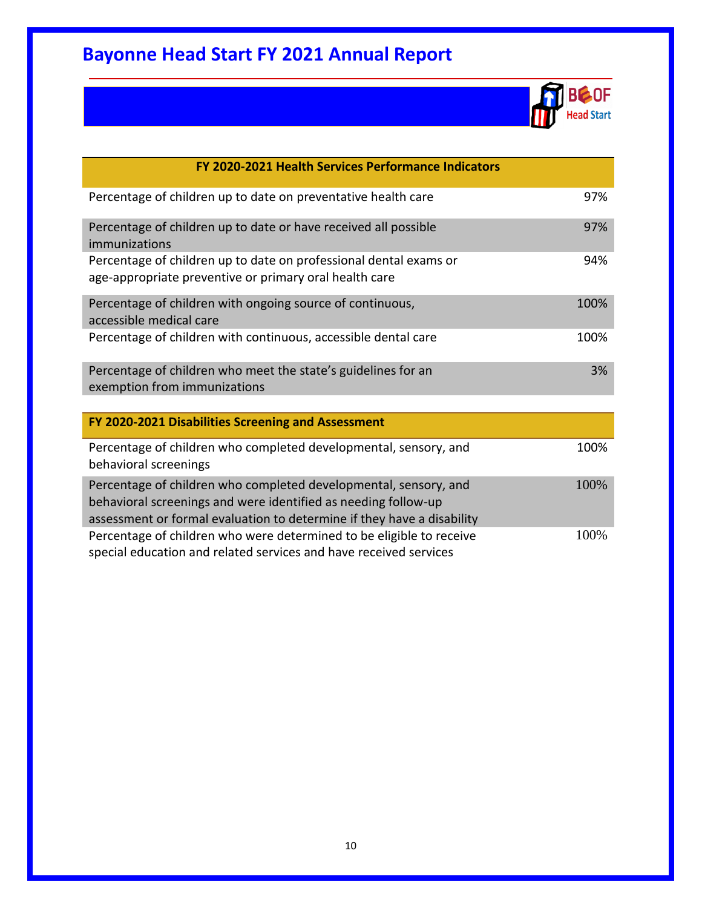# Bayonne Head Start FY 2021 Annual Report

| FY 2020-2021 Health Services Performance Indicators | |
|---|---|
| Percentage of children up to date on preventative health care | 97% |
| Percentage of children up to date or have received all possible immunizations | 97% |
| Percentage of children up to date on professional dental exams or age-appropriate preventive or primary oral health care | 94% |
| Percentage of children with ongoing source of continuous, accessible medical care | 100% |
| Percentage of children with continuous, accessible dental care | 100% |
| Percentage of children who meet the state's guidelines for an exemption from immunizations | 3% |

| FY 2020-2021 Disabilities Screening and Assessment | |
|---|---|
| Percentage of children who completed developmental, sensory, and behavioral screenings | 100% |
| Percentage of children who completed developmental, sensory, and behavioral screenings and were identified as needing follow-up assessment or formal evaluation to determine if they have a disability | 100% |
| Percentage of children who were determined to be eligible to receive special education and related services and have received services | 100% |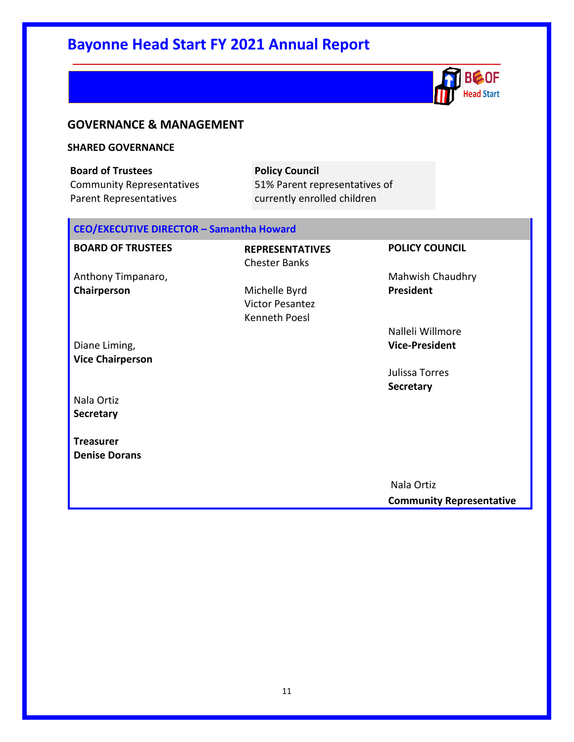# Bayonne Head Start FY 2021 Annual Report

## GOVERNANCE & MANAGEMENT

### SHARED GOVERNANCE

**Board of Trustees**
Community Representatives
Parent Representatives

**Policy Council**
51% Parent representatives of currently enrolled children

**CEO/EXECUTIVE DIRECTOR – Samantha Howard**

| BOARD OF TRUSTEES | REPRESENTATIVES | POLICY COUNCIL |
|---|---|---|
| Anthony Timpanaro, **Chairperson** | Chester Banks | Mahwish Chaudhry **President** |
| Diane Liming, **Vice Chairperson** | Michelle Byrd | Nalleli Willmore **Vice-President** |
| Nala Ortiz **Secretary** | Victor Pesantez | Julissa Torres **Secretary** |
| **Treasurer Denise Dorans** | Kenneth Poesl | Nala Ortiz **Community Representative** |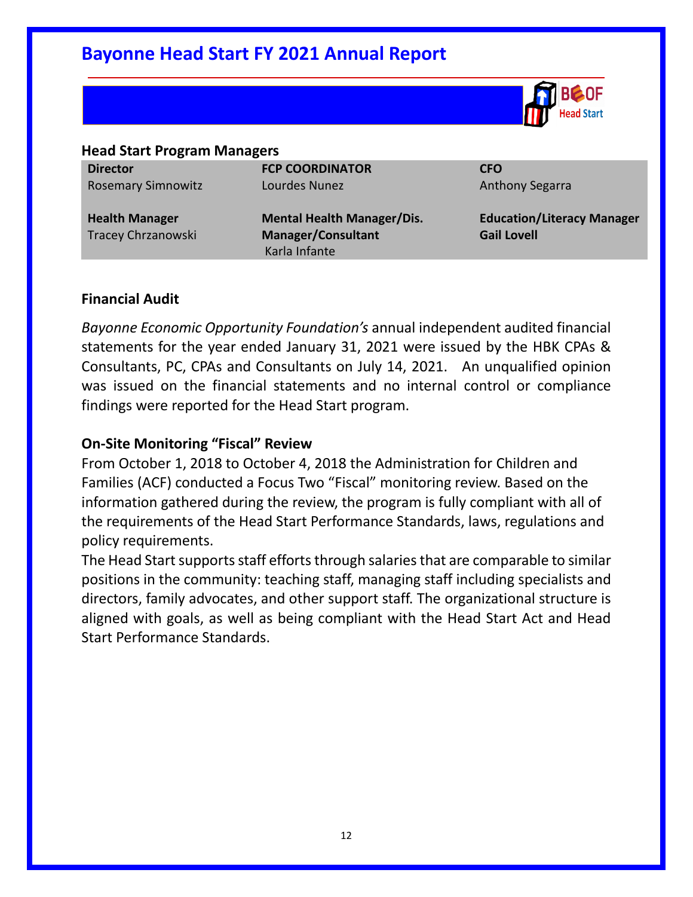# Bayonne Head Start FY 2021 Annual Report

### Head Start Program Managers

| Director | FCP COORDINATOR | CFO |
|---|---|---|
| Rosemary Simnowitz | Lourdes Nunez | Anthony Segarra |
| **Health Manager** | **Mental Health Manager/Dis. Manager/Consultant** | **Education/Literacy Manager** |
| Tracey Chrzanowski | Karla Infante | **Gail Lovell** |

### Financial Audit

*Bayonne Economic Opportunity Foundation's* annual independent audited financial statements for the year ended January 31, 2021 were issued by the HBK CPAs & Consultants, PC, CPAs and Consultants on July 14, 2021. An unqualified opinion was issued on the financial statements and no internal control or compliance findings were reported for the Head Start program.

### On-Site Monitoring "Fiscal" Review

From October 1, 2018 to October 4, 2018 the Administration for Children and Families (ACF) conducted a Focus Two "Fiscal" monitoring review. Based on the information gathered during the review, the program is fully compliant with all of the requirements of the Head Start Performance Standards, laws, regulations and policy requirements.

The Head Start supports staff efforts through salaries that are comparable to similar positions in the community: teaching staff, managing staff including specialists and directors, family advocates, and other support staff. The organizational structure is aligned with goals, as well as being compliant with the Head Start Act and Head Start Performance Standards.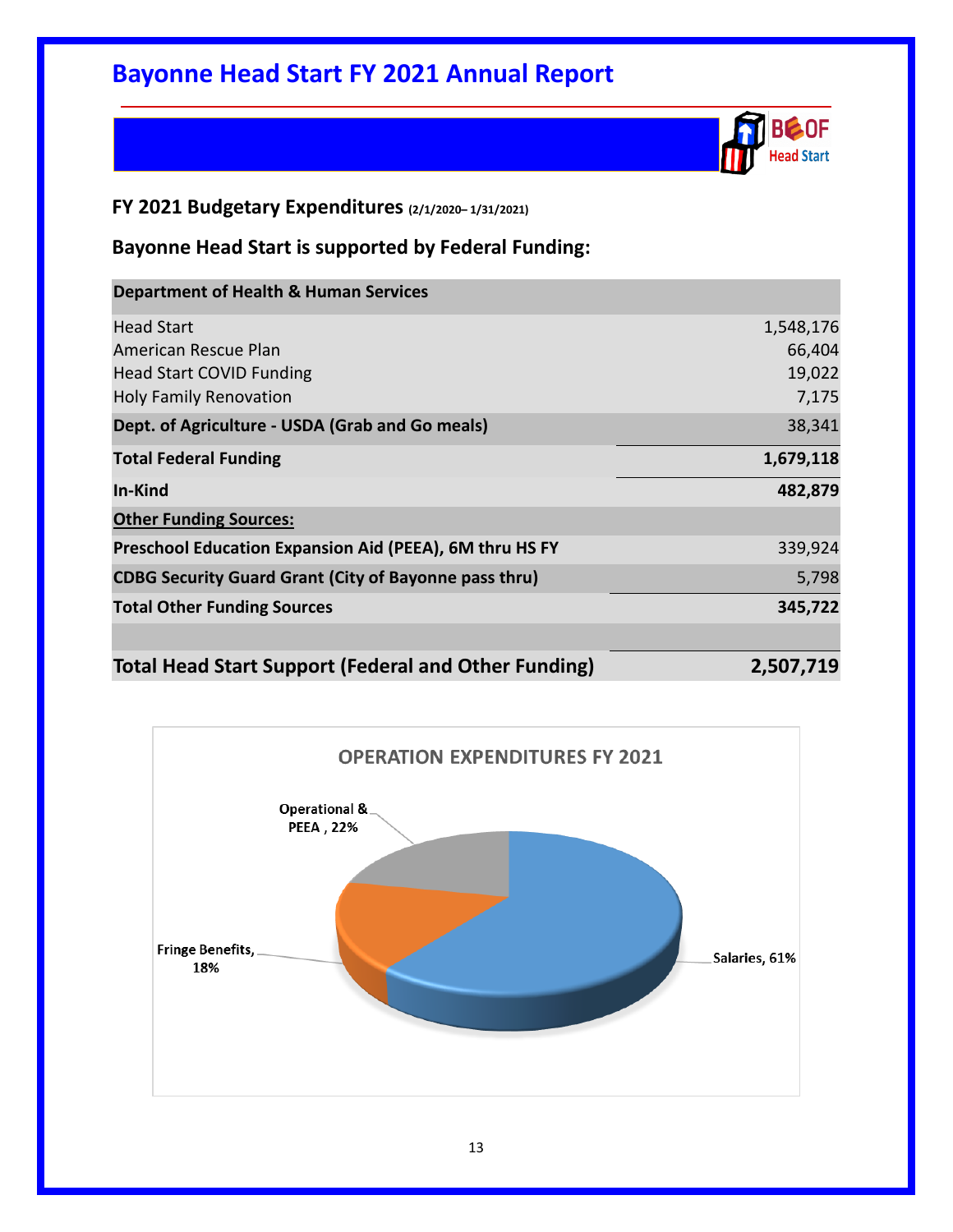# Bayonne Head Start FY 2021 Annual Report

### FY 2021 Budgetary Expenditures (2/1/2020– 1/31/2021)

### Bayonne Head Start is supported by Federal Funding:

| | |
|---|---|
| **Department of Health & Human Services** | |
| Head Start | 1,548,176 |
| American Rescue Plan | 66,404 |
| Head Start COVID Funding | 19,022 |
| Holy Family Renovation | 7,175 |
| **Dept. of Agriculture - USDA (Grab and Go meals)** | 38,341 |
| **Total Federal Funding** | **1,679,118** |
| **In-Kind** | **482,879** |
| **Other Funding Sources:** | |
| **Preschool Education Expansion Aid (PEEA), 6M thru HS FY** | 339,924 |
| **CDBG Security Guard Grant (City of Bayonne pass thru)** | 5,798 |
| **Total Other Funding Sources** | **345,722** |
| | |
| **Total Head Start Support (Federal and Other Funding)** | **2,507,719** |

OPERATION EXPENDITURES FY 2021

Operational & PEEA , 22%

Fringe Benefits, 18%

Salaries, 61%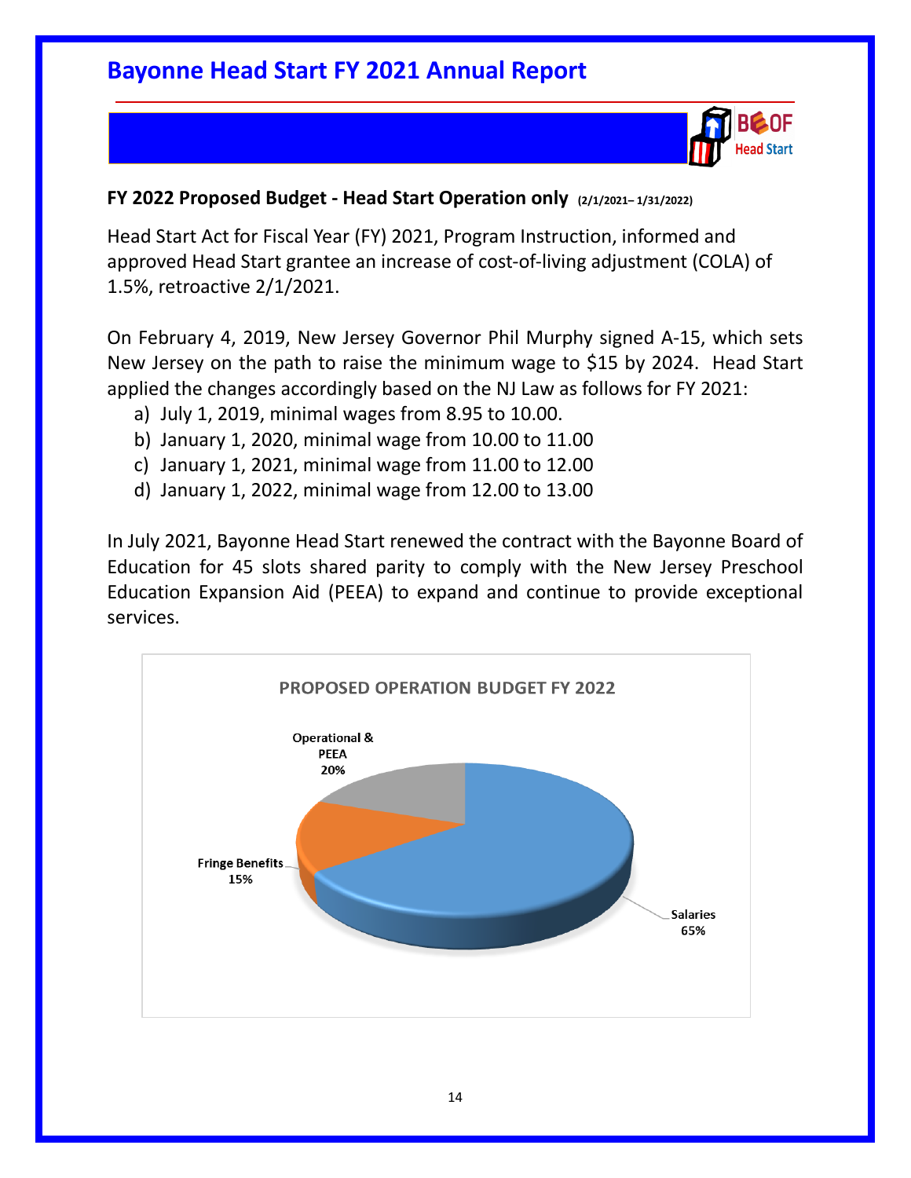# Bayonne Head Start FY 2021 Annual Report

**FY 2022 Proposed Budget - Head Start Operation only** (2/1/2021– 1/31/2022)

Head Start Act for Fiscal Year (FY) 2021, Program Instruction, informed and approved Head Start grantee an increase of cost-of-living adjustment (COLA) of 1.5%, retroactive 2/1/2021.

On February 4, 2019, New Jersey Governor Phil Murphy signed A-15, which sets New Jersey on the path to raise the minimum wage to $15 by 2024. Head Start applied the changes accordingly based on the NJ Law as follows for FY 2021:

a) July 1, 2019, minimal wages from 8.95 to 10.00.
b) January 1, 2020, minimal wage from 10.00 to 11.00
c) January 1, 2021, minimal wage from 11.00 to 12.00
d) January 1, 2022, minimal wage from 12.00 to 13.00

In July 2021, Bayonne Head Start renewed the contract with the Bayonne Board of Education for 45 slots shared parity to comply with the New Jersey Preschool Education Expansion Aid (PEEA) to expand and continue to provide exceptional services.

PROPOSED OPERATION BUDGET FY 2022

Operational & PEEA 20%

Fringe Benefits 15%

Salaries 65%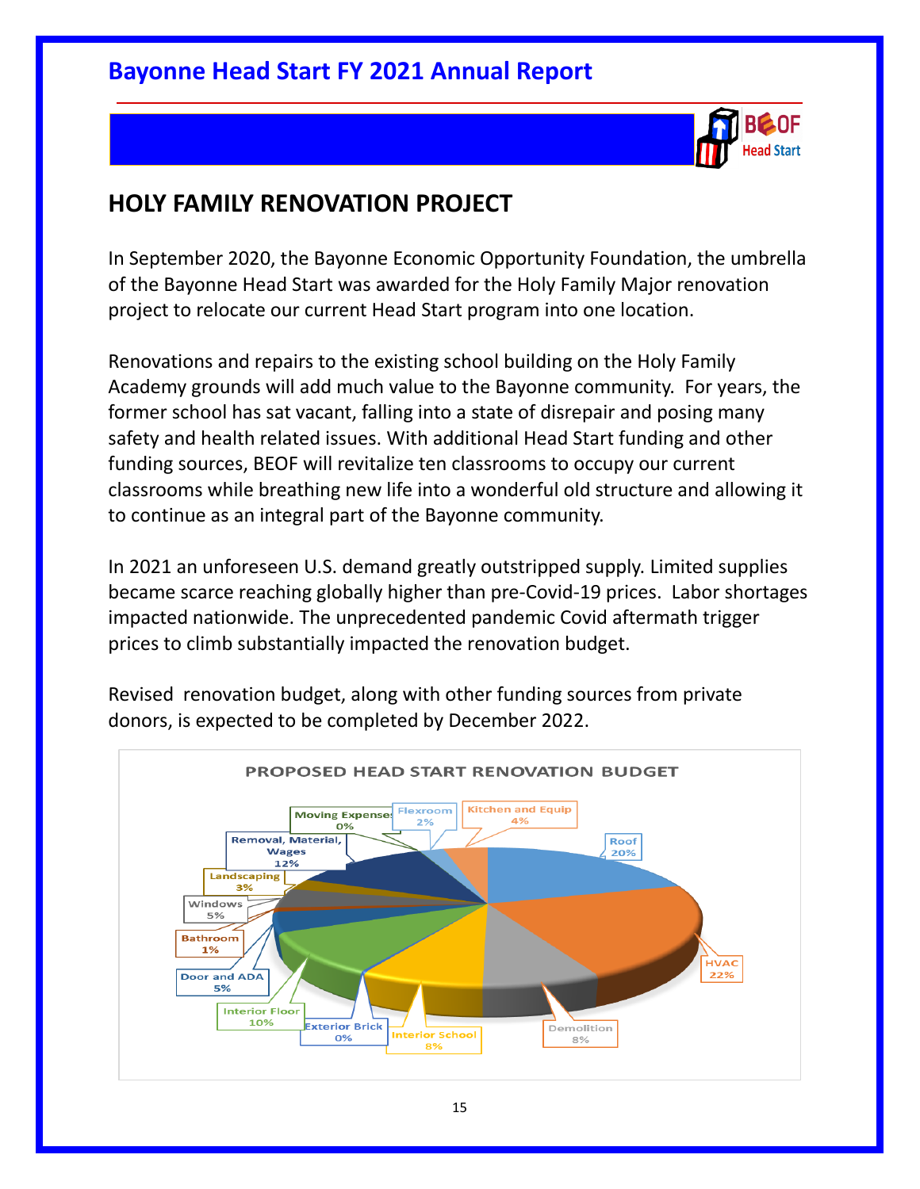## HOLY FAMILY RENOVATION PROJECT

In September 2020, the Bayonne Economic Opportunity Foundation, the umbrella of the Bayonne Head Start was awarded for the Holy Family Major renovation project to relocate our current Head Start program into one location.

Renovations and repairs to the existing school building on the Holy Family Academy grounds will add much value to the Bayonne community. For years, the former school has sat vacant, falling into a state of disrepair and posing many safety and health related issues. With additional Head Start funding and other funding sources, BEOF will revitalize ten classrooms to occupy our current classrooms while breathing new life into a wonderful old structure and allowing it to continue as an integral part of the Bayonne community.

In 2021 an unforeseen U.S. demand greatly outstripped supply. Limited supplies became scarce reaching globally higher than pre-Covid-19 prices. Labor shortages impacted nationwide. The unprecedented pandemic Covid aftermath trigger prices to climb substantially impacted the renovation budget.

Revised renovation budget, along with other funding sources from private donors, is expected to be completed by December 2022.

**PROPOSED HEAD START RENOVATION BUDGET**

| Category | Percentage |
| --- | --- |
| Roof | 20% |
| HVAC | 22% |
| Demolition | 8% |
| Interior School | 8% |
| Exterior Brick | 0% |
| Interior Floor | 10% |
| Door and ADA | 5% |
| Bathroom | 1% |
| Windows | 5% |
| Landscaping | 3% |
| Removal, Material, Wages | 12% |
| Moving Expenses | 0% |
| Flexroom | 2% |
| Kitchen and Equip | 4% |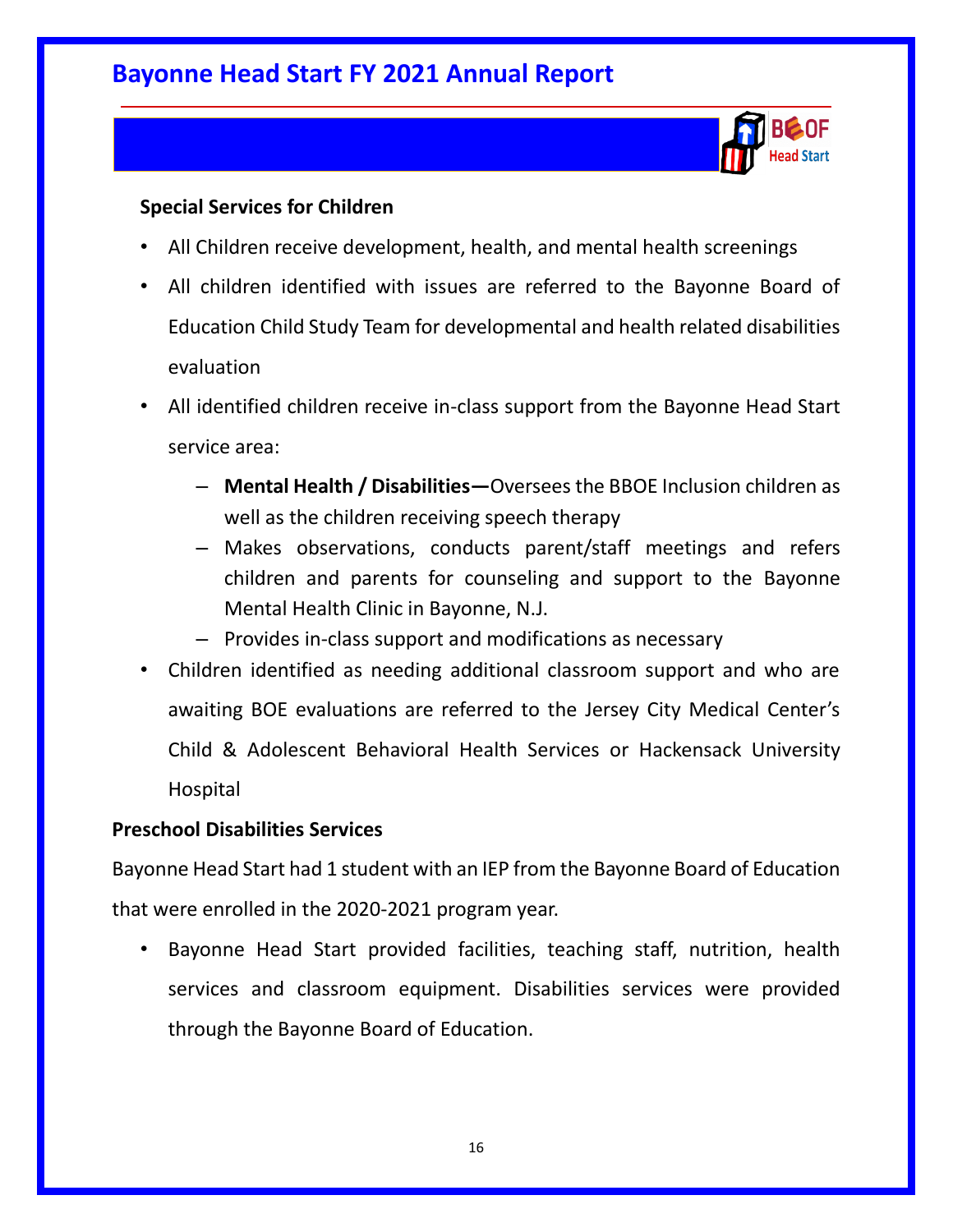# Bayonne Head Start FY 2021 Annual Report

### Special Services for Children

- All Children receive development, health, and mental health screenings
- All children identified with issues are referred to the Bayonne Board of Education Child Study Team for developmental and health related disabilities evaluation
- All identified children receive in-class support from the Bayonne Head Start service area:
  - **Mental Health / Disabilities—**Oversees the BBOE Inclusion children as well as the children receiving speech therapy
  - Makes observations, conducts parent/staff meetings and refers children and parents for counseling and support to the Bayonne Mental Health Clinic in Bayonne, N.J.
  - Provides in-class support and modifications as necessary
- Children identified as needing additional classroom support and who are awaiting BOE evaluations are referred to the Jersey City Medical Center's Child & Adolescent Behavioral Health Services or Hackensack University Hospital

### Preschool Disabilities Services

Bayonne Head Start had 1 student with an IEP from the Bayonne Board of Education that were enrolled in the 2020-2021 program year.

- Bayonne Head Start provided facilities, teaching staff, nutrition, health services and classroom equipment. Disabilities services were provided through the Bayonne Board of Education.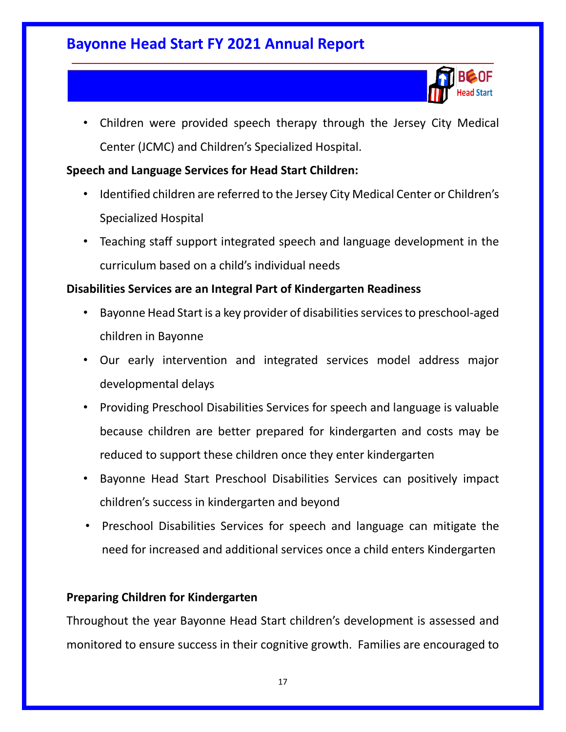- Children were provided speech therapy through the Jersey City Medical Center (JCMC) and Children's Specialized Hospital.

**Speech and Language Services for Head Start Children:**

- Identified children are referred to the Jersey City Medical Center or Children's Specialized Hospital
- Teaching staff support integrated speech and language development in the curriculum based on a child's individual needs

**Disabilities Services are an Integral Part of Kindergarten Readiness**

- Bayonne Head Start is a key provider of disabilities services to preschool-aged children in Bayonne
- Our early intervention and integrated services model address major developmental delays
- Providing Preschool Disabilities Services for speech and language is valuable because children are better prepared for kindergarten and costs may be reduced to support these children once they enter kindergarten
- Bayonne Head Start Preschool Disabilities Services can positively impact children's success in kindergarten and beyond
- Preschool Disabilities Services for speech and language can mitigate the need for increased and additional services once a child enters Kindergarten

**Preparing Children for Kindergarten**

Throughout the year Bayonne Head Start children's development is assessed and monitored to ensure success in their cognitive growth. Families are encouraged to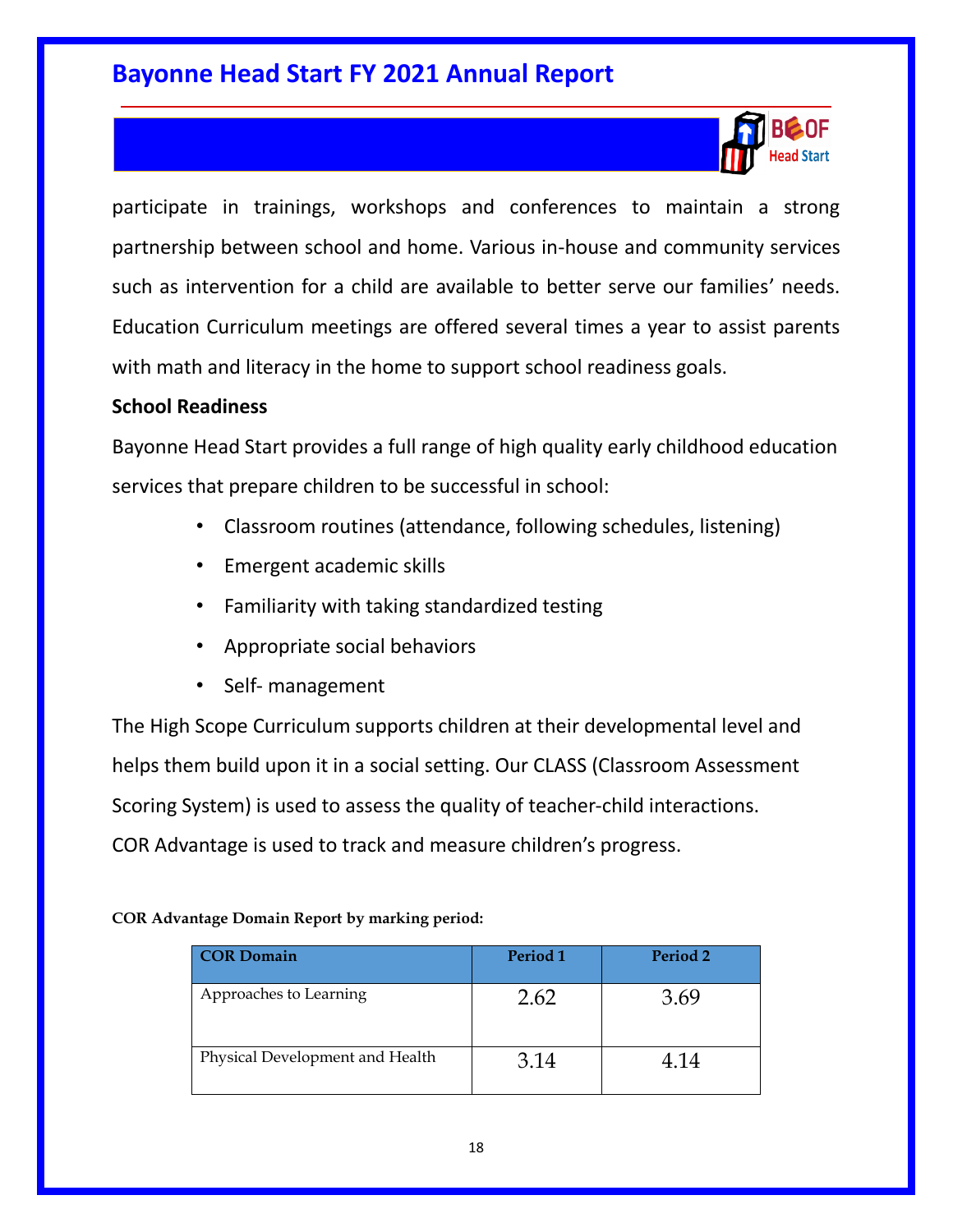participate in trainings, workshops and conferences to maintain a strong partnership between school and home. Various in-house and community services such as intervention for a child are available to better serve our families' needs. Education Curriculum meetings are offered several times a year to assist parents with math and literacy in the home to support school readiness goals.

**School Readiness**

Bayonne Head Start provides a full range of high quality early childhood education services that prepare children to be successful in school:

- Classroom routines (attendance, following schedules, listening)
- Emergent academic skills
- Familiarity with taking standardized testing
- Appropriate social behaviors
- Self- management

The High Scope Curriculum supports children at their developmental level and helps them build upon it in a social setting. Our CLASS (Classroom Assessment Scoring System) is used to assess the quality of teacher-child interactions. COR Advantage is used to track and measure children's progress.

**COR Advantage Domain Report by marking period:**

| COR Domain | Period 1 | Period 2 |
|---|---|---|
| Approaches to Learning | 2.62 | 3.69 |
| Physical Development and Health | 3.14 | 4.14 |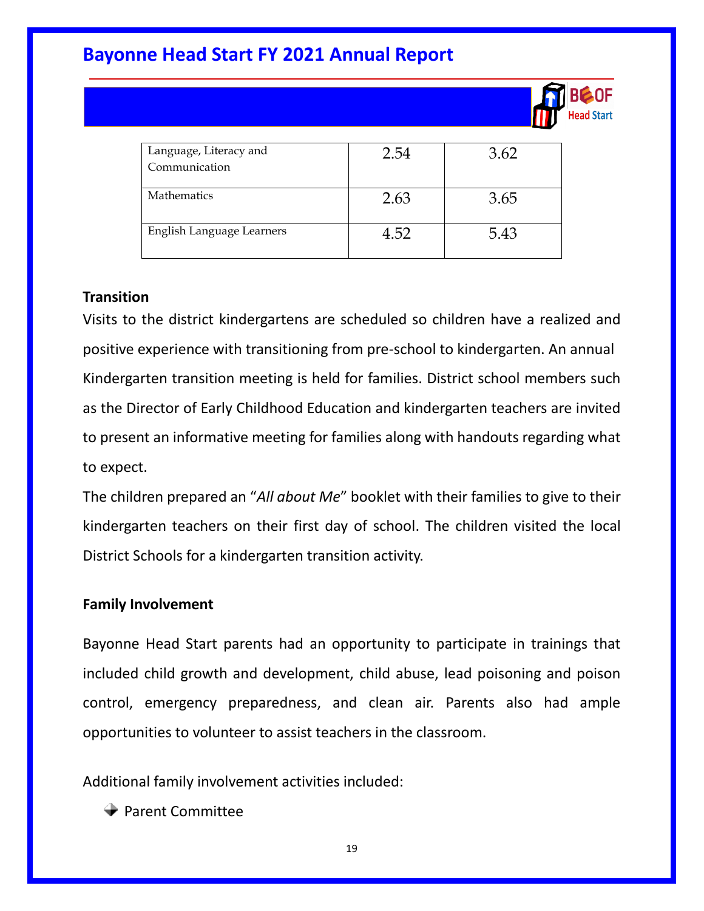| | | |
|---|---|---|
| Language, Literacy and Communication | 2.54 | 3.62 |
| Mathematics | 2.63 | 3.65 |
| English Language Learners | 4.52 | 5.43 |

**Transition**

Visits to the district kindergartens are scheduled so children have a realized and positive experience with transitioning from pre-school to kindergarten. An annual Kindergarten transition meeting is held for families. District school members such as the Director of Early Childhood Education and kindergarten teachers are invited to present an informative meeting for families along with handouts regarding what to expect.

The children prepared an "*All about Me*" booklet with their families to give to their kindergarten teachers on their first day of school. The children visited the local District Schools for a kindergarten transition activity.

**Family Involvement**

Bayonne Head Start parents had an opportunity to participate in trainings that included child growth and development, child abuse, lead poisoning and poison control, emergency preparedness, and clean air. Parents also had ample opportunities to volunteer to assist teachers in the classroom.

Additional family involvement activities included:

- Parent Committee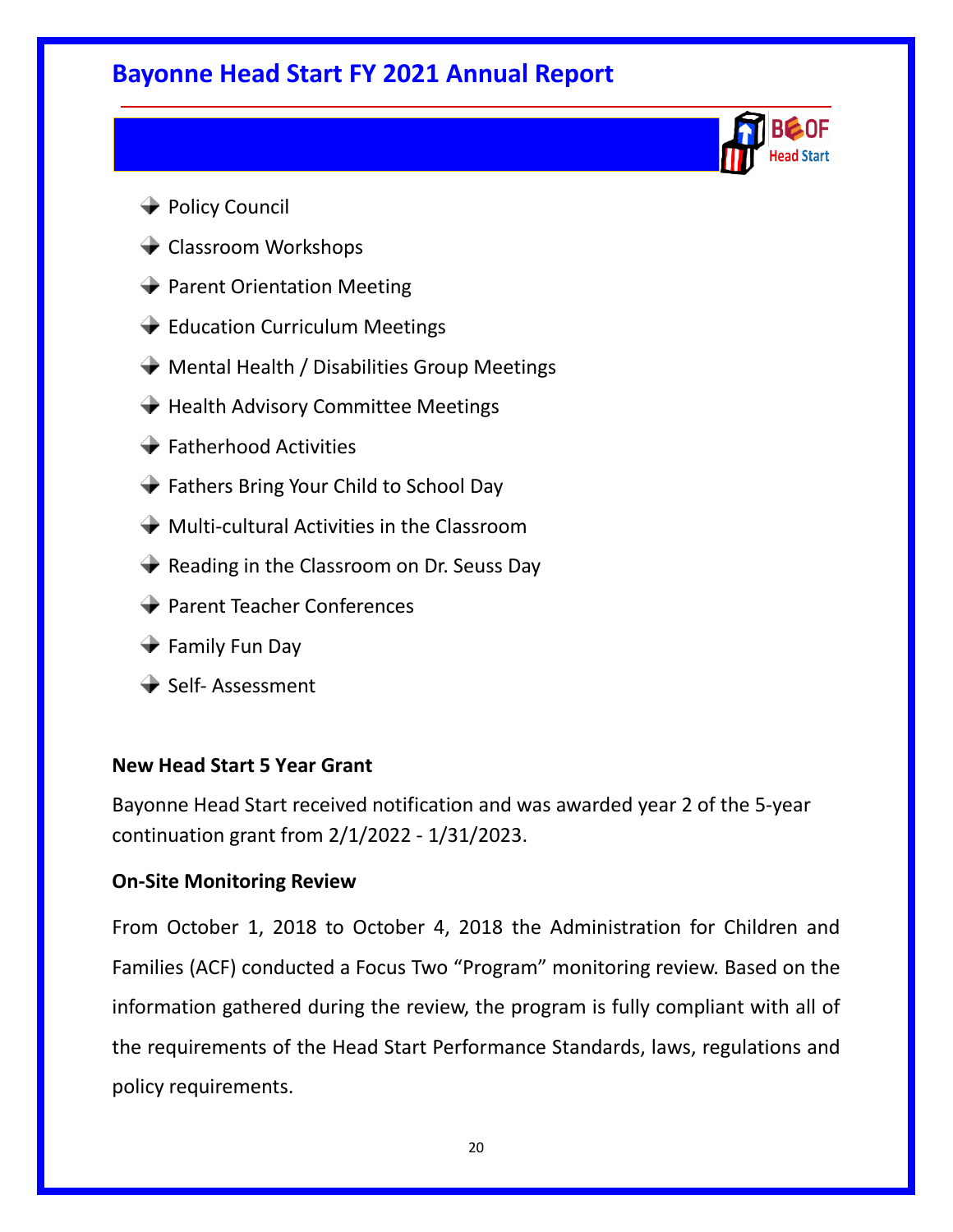- Policy Council
- Classroom Workshops
- Parent Orientation Meeting
- Education Curriculum Meetings
- Mental Health / Disabilities Group Meetings
- Health Advisory Committee Meetings
- Fatherhood Activities
- Fathers Bring Your Child to School Day
- Multi-cultural Activities in the Classroom
- Reading in the Classroom on Dr. Seuss Day
- Parent Teacher Conferences
- Family Fun Day
- Self- Assessment

**New Head Start 5 Year Grant**

Bayonne Head Start received notification and was awarded year 2 of the 5-year continuation grant from 2/1/2022 - 1/31/2023.

**On-Site Monitoring Review**

From October 1, 2018 to October 4, 2018 the Administration for Children and Families (ACF) conducted a Focus Two "Program" monitoring review. Based on the information gathered during the review, the program is fully compliant with all of the requirements of the Head Start Performance Standards, laws, regulations and policy requirements.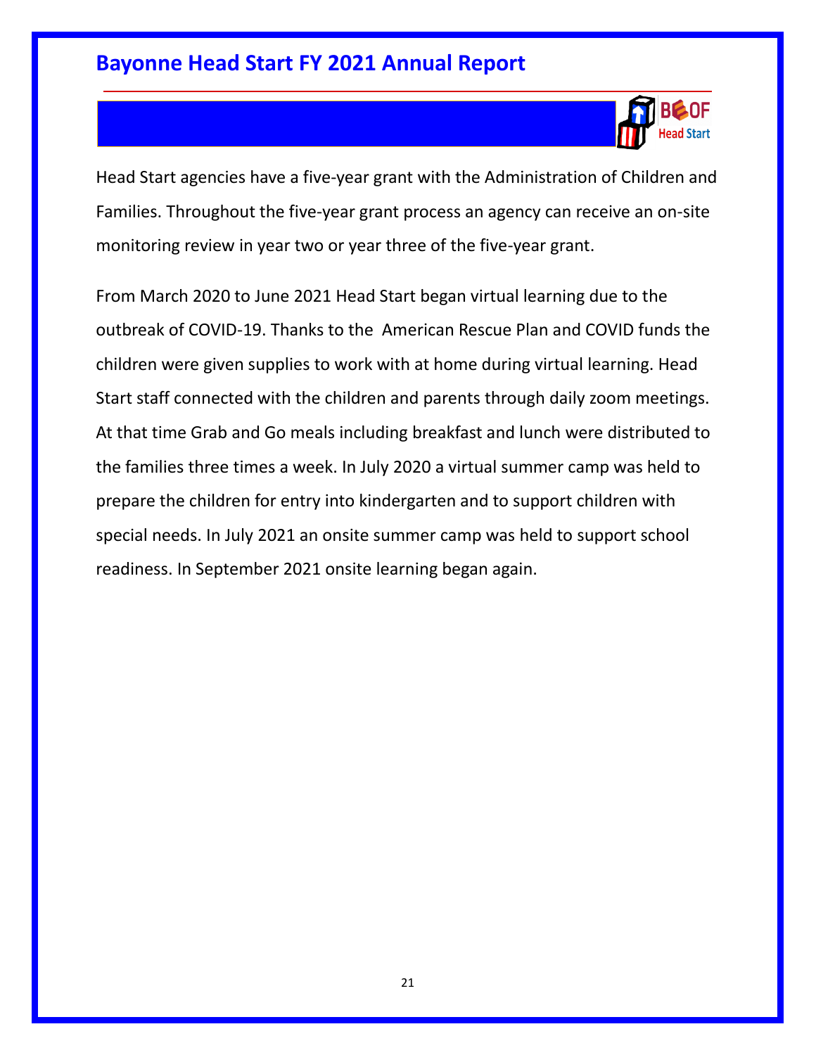# Bayonne Head Start FY 2021 Annual Report

Head Start agencies have a five-year grant with the Administration of Children and Families. Throughout the five-year grant process an agency can receive an on-site monitoring review in year two or year three of the five-year grant.

From March 2020 to June 2021 Head Start began virtual learning due to the outbreak of COVID-19. Thanks to the American Rescue Plan and COVID funds the children were given supplies to work with at home during virtual learning. Head Start staff connected with the children and parents through daily zoom meetings. At that time Grab and Go meals including breakfast and lunch were distributed to the families three times a week. In July 2020 a virtual summer camp was held to prepare the children for entry into kindergarten and to support children with special needs. In July 2021 an onsite summer camp was held to support school readiness. In September 2021 onsite learning began again.